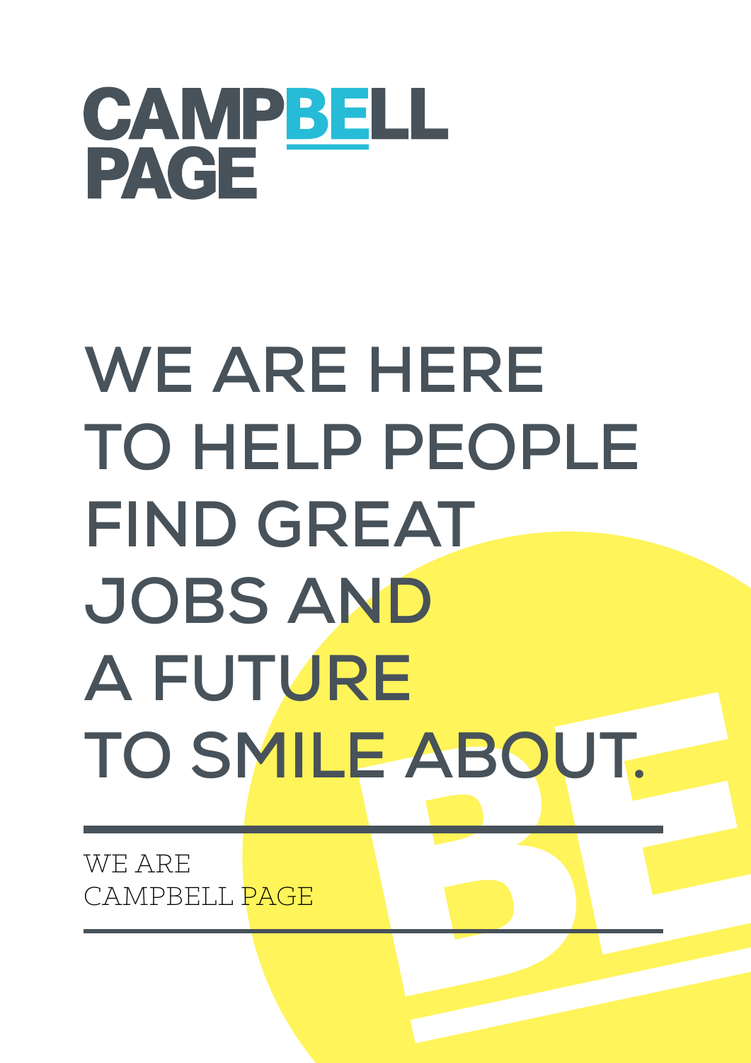# CAMPBELL PAGE

# WE ARE HERE TO HELP PEOPLE FIND GREAT JOBS AND A FUTURE TO SMILE ABOUT.

WE ARE
CAMPBELL PAGE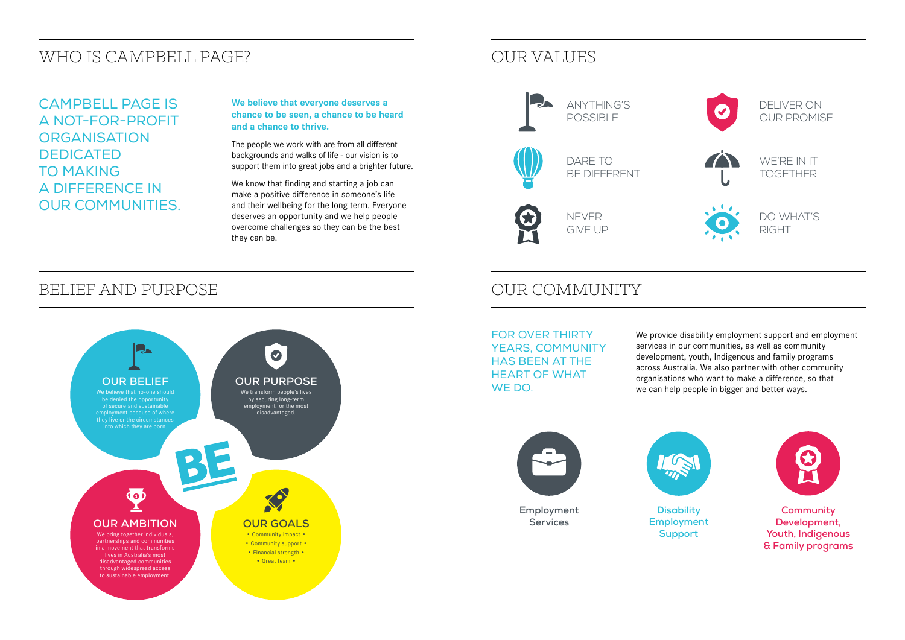## WHO IS CAMPBELL PAGE?

CAMPBELL PAGE IS A NOT-FOR-PROFIT ORGANISATION DEDICATED TO MAKING A DIFFERENCE IN OUR COMMUNITIES.

**We believe that everyone deserves a chance to be seen, a chance to be heard and a chance to thrive.**

The people we work with are from all different backgrounds and walks of life - our vision is to support them into great jobs and a brighter future.

We know that finding and starting a job can make a positive difference in someone's life and their wellbeing for the long term. Everyone deserves an opportunity and we help people overcome challenges so they can be the best they can be.

## BELIEF AND PURPOSE

### OUR BELIEF

We believe that no-one should be denied the opportunity of secure and sustainable employment because of where they live or the circumstances into which they are born.

### OUR PURPOSE

We transform people's lives by securing long-term employment for the most disadvantaged.

BE

### OUR AMBITION

We bring together individuals, partnerships and communities in a movement that transforms lives in Australia's most disadvantaged communities through widespread access to sustainable employment.

### OUR GOALS

- Community impact
- Community support
- Financial strength
- Great team

## OUR VALUES

- ANYTHING'S POSSIBLE
- DELIVER ON OUR PROMISE
- DARE TO BE DIFFERENT
- WE'RE IN IT TOGETHER
- NEVER GIVE UP
- DO WHAT'S RIGHT

## OUR COMMUNITY

FOR OVER THIRTY YEARS, COMMUNITY HAS BEEN AT THE HEART OF WHAT WE DO.

We provide disability employment support and employment services in our communities, as well as community development, youth, Indigenous and family programs across Australia. We also partner with other community organisations who want to make a difference, so that we can help people in bigger and better ways.

**Employment Services**

**Disability Employment Support**

**Community Development, Youth, Indigenous & Family programs**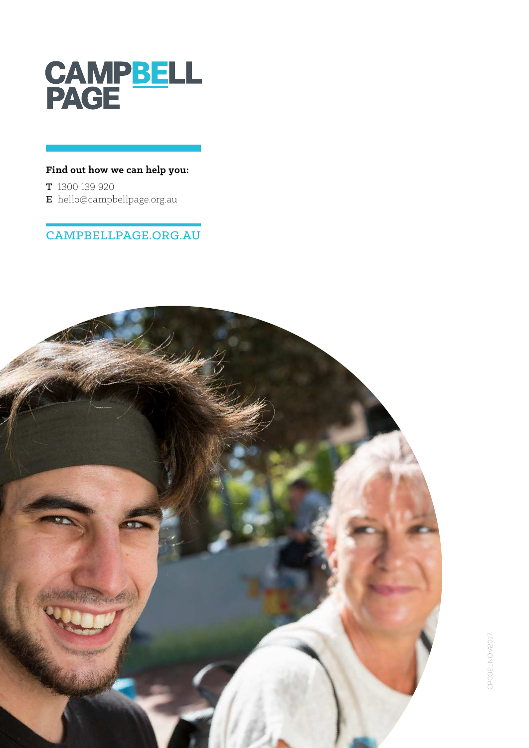# CAMPBELL PAGE

**Find out how we can help you:**

**T** 1300 139 920
**E** hello@campbellpage.org.au

CAMPBELLPAGE.ORG.AU

CP032_NOV2017